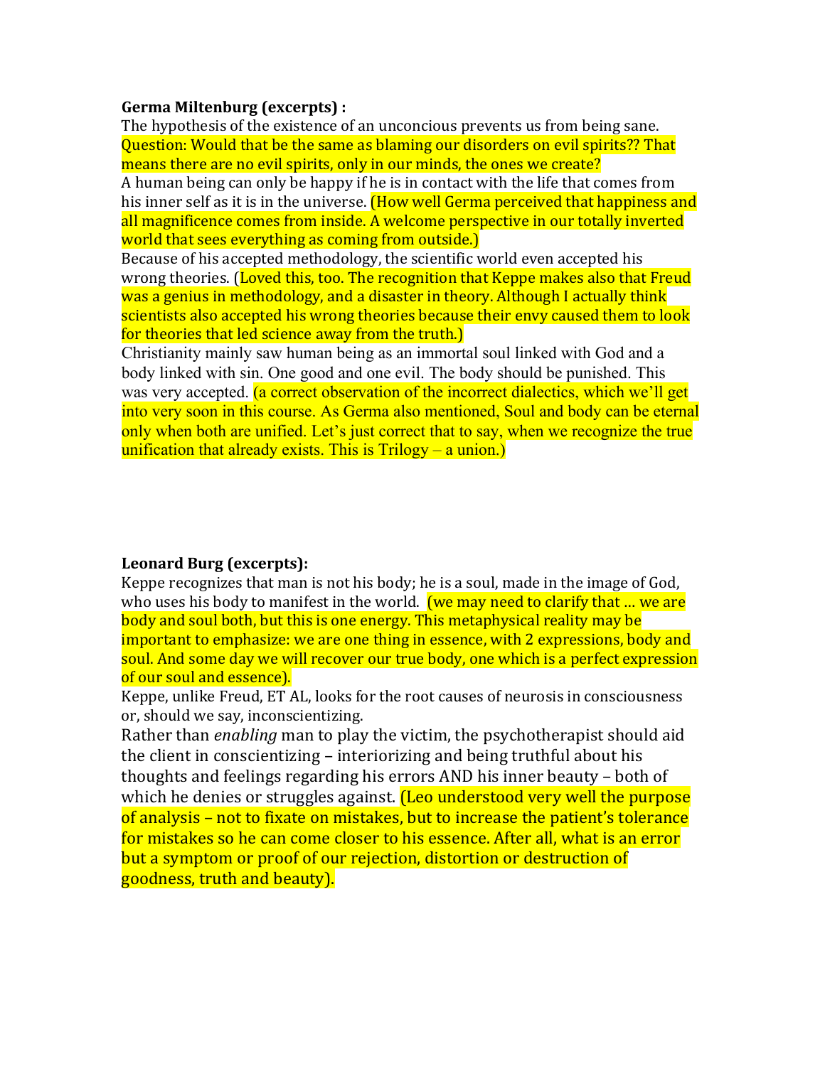**Germa Miltenburg (excerpts) :**

The hypothesis of the existence of an unconcious prevents us from being sane. Question: Would that be the same as blaming our disorders on evil spirits?? That means there are no evil spirits, only in our minds, the ones we create?

A human being can only be happy if he is in contact with the life that comes from his inner self as it is in the universe. (How well Germa perceived that happiness and all magnificence comes from inside. A welcome perspective in our totally inverted world that sees everything as coming from outside.)

Because of his accepted methodology, the scientific world even accepted his wrong theories. (Loved this, too. The recognition that Keppe makes also that Freud was a genius in methodology, and a disaster in theory. Although I actually think scientists also accepted his wrong theories because their envy caused them to look for theories that led science away from the truth.)

Christianity mainly saw human being as an immortal soul linked with God and a body linked with sin. One good and one evil. The body should be punished. This was very accepted. (a correct observation of the incorrect dialectics, which we'll get into very soon in this course. As Germa also mentioned, Soul and body can be eternal only when both are unified. Let's just correct that to say, when we recognize the true unification that already exists. This is Trilogy – a union.)

**Leonard Burg (excerpts):**

Keppe recognizes that man is not his body; he is a soul, made in the image of God, who uses his body to manifest in the world. (we may need to clarify that ... we are body and soul both, but this is one energy. This metaphysical reality may be important to emphasize: we are one thing in essence, with 2 expressions, body and soul. And some day we will recover our true body, one which is a perfect expression of our soul and essence).

Keppe, unlike Freud, ET AL, looks for the root causes of neurosis in consciousness or, should we say, inconscientizing.

Rather than *enabling* man to play the victim, the psychotherapist should aid the client in conscientizing – interiorizing and being truthful about his thoughts and feelings regarding his errors AND his inner beauty – both of which he denies or struggles against. (Leo understood very well the purpose of analysis – not to fixate on mistakes, but to increase the patient's tolerance for mistakes so he can come closer to his essence. After all, what is an error but a symptom or proof of our rejection, distortion or destruction of goodness, truth and beauty).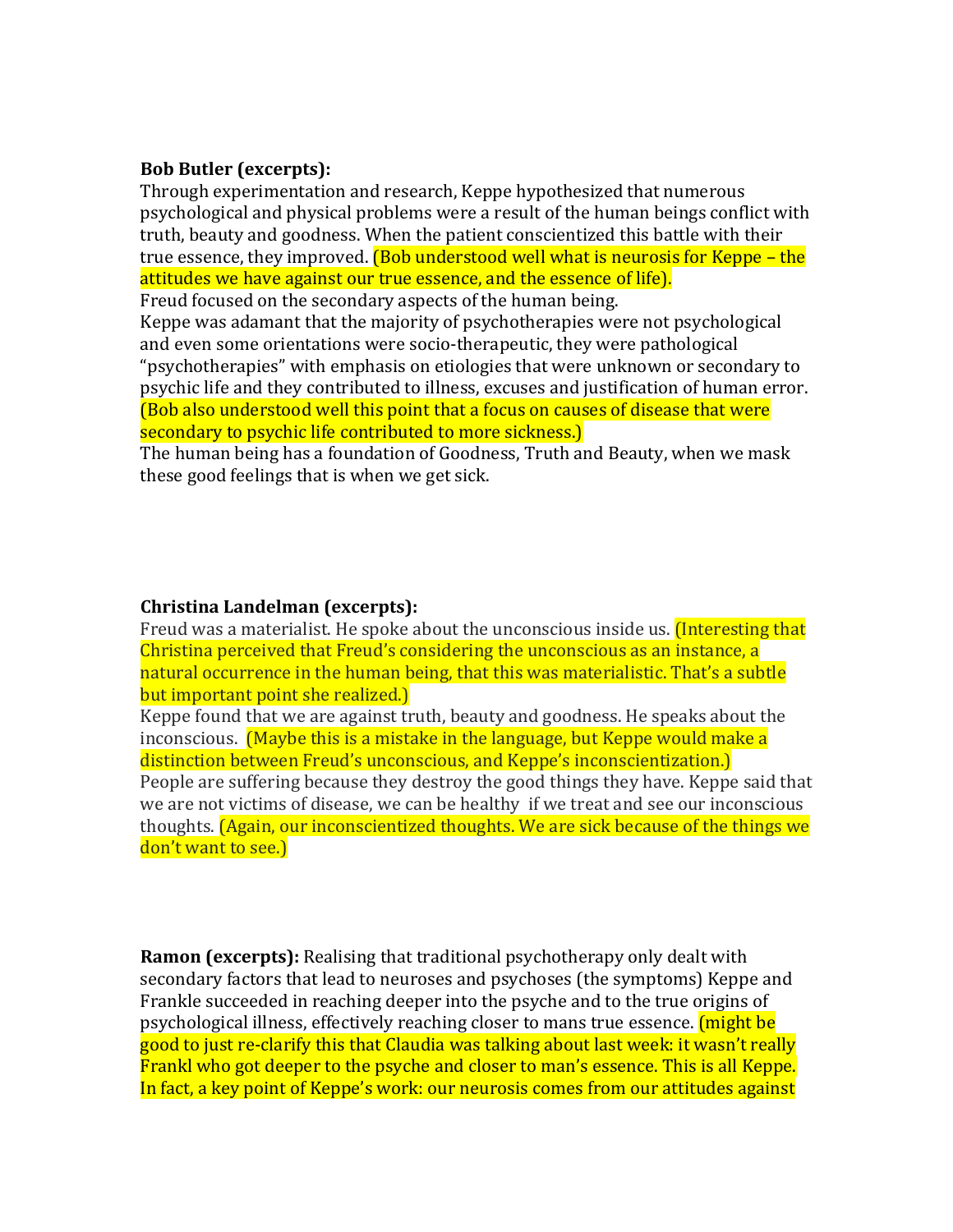**Bob Butler (excerpts):**
Through experimentation and research, Keppe hypothesized that numerous psychological and physical problems were a result of the human beings conflict with truth, beauty and goodness. When the patient conscientized this battle with their true essence, they improved. (Bob understood well what is neurosis for Keppe – the attitudes we have against our true essence, and the essence of life).
Freud focused on the secondary aspects of the human being.
Keppe was adamant that the majority of psychotherapies were not psychological and even some orientations were socio-therapeutic, they were pathological "psychotherapies" with emphasis on etiologies that were unknown or secondary to psychic life and they contributed to illness, excuses and justification of human error. (Bob also understood well this point that a focus on causes of disease that were secondary to psychic life contributed to more sickness.)
The human being has a foundation of Goodness, Truth and Beauty, when we mask these good feelings that is when we get sick.

**Christina Landelman (excerpts):**
Freud was a materialist. He spoke about the unconscious inside us. (Interesting that Christina perceived that Freud's considering the unconscious as an instance, a natural occurrence in the human being, that this was materialistic. That's a subtle but important point she realized.)
Keppe found that we are against truth, beauty and goodness. He speaks about the inconscious. (Maybe this is a mistake in the language, but Keppe would make a distinction between Freud's unconscious, and Keppe's inconscientization.)
People are suffering because they destroy the good things they have. Keppe said that we are not victims of disease, we can be healthy if we treat and see our inconscious thoughts. (Again, our inconscientized thoughts. We are sick because of the things we don't want to see.)

**Ramon (excerpts):** Realising that traditional psychotherapy only dealt with secondary factors that lead to neuroses and psychoses (the symptoms) Keppe and Frankle succeeded in reaching deeper into the psyche and to the true origins of psychological illness, effectively reaching closer to mans true essence. (might be good to just re-clarify this that Claudia was talking about last week: it wasn't really Frankl who got deeper to the psyche and closer to man's essence. This is all Keppe. In fact, a key point of Keppe's work: our neurosis comes from our attitudes against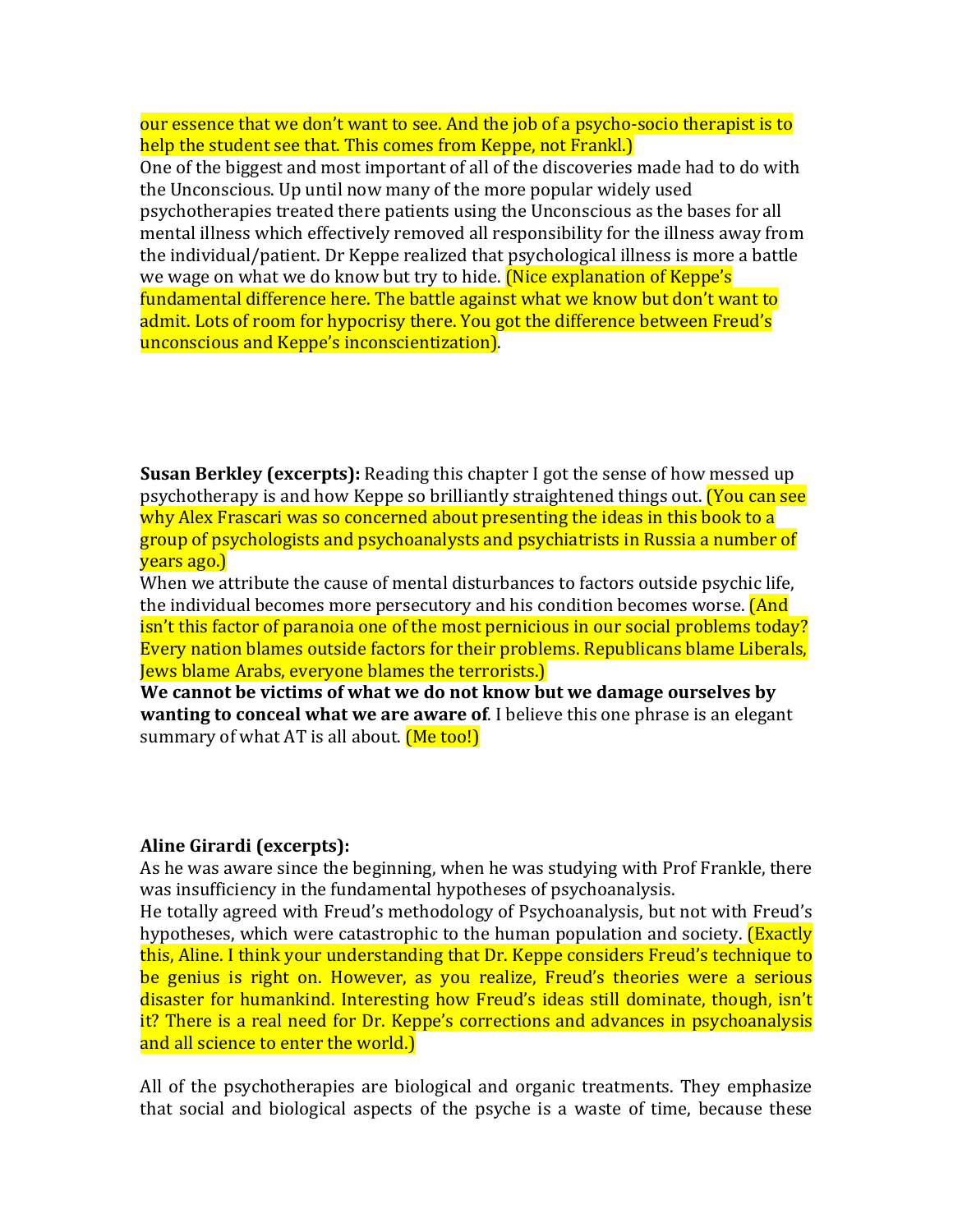our essence that we don't want to see. And the job of a psycho-socio therapist is to help the student see that. This comes from Keppe, not Frankl.)

One of the biggest and most important of all of the discoveries made had to do with the Unconscious. Up until now many of the more popular widely used psychotherapies treated there patients using the Unconscious as the bases for all mental illness which effectively removed all responsibility for the illness away from the individual/patient. Dr Keppe realized that psychological illness is more a battle we wage on what we do know but try to hide. (Nice explanation of Keppe's fundamental difference here. The battle against what we know but don't want to admit. Lots of room for hypocrisy there. You got the difference between Freud's unconscious and Keppe's inconscientization).

**Susan Berkley (excerpts):** Reading this chapter I got the sense of how messed up psychotherapy is and how Keppe so brilliantly straightened things out. (You can see why Alex Frascari was so concerned about presenting the ideas in this book to a group of psychologists and psychoanalysts and psychiatrists in Russia a number of years ago.)

When we attribute the cause of mental disturbances to factors outside psychic life, the individual becomes more persecutory and his condition becomes worse. (And isn't this factor of paranoia one of the most pernicious in our social problems today? Every nation blames outside factors for their problems. Republicans blame Liberals, Jews blame Arabs, everyone blames the terrorists.)

**We cannot be victims of what we do not know but we damage ourselves by wanting to conceal what we are aware of**. I believe this one phrase is an elegant summary of what AT is all about. (Me too!)

**Aline Girardi (excerpts):**

As he was aware since the beginning, when he was studying with Prof Frankle, there was insufficiency in the fundamental hypotheses of psychoanalysis.

He totally agreed with Freud's methodology of Psychoanalysis, but not with Freud's hypotheses, which were catastrophic to the human population and society. (Exactly this, Aline. I think your understanding that Dr. Keppe considers Freud's technique to be genius is right on. However, as you realize, Freud's theories were a serious disaster for humankind. Interesting how Freud's ideas still dominate, though, isn't it? There is a real need for Dr. Keppe's corrections and advances in psychoanalysis and all science to enter the world.)

All of the psychotherapies are biological and organic treatments. They emphasize that social and biological aspects of the psyche is a waste of time, because these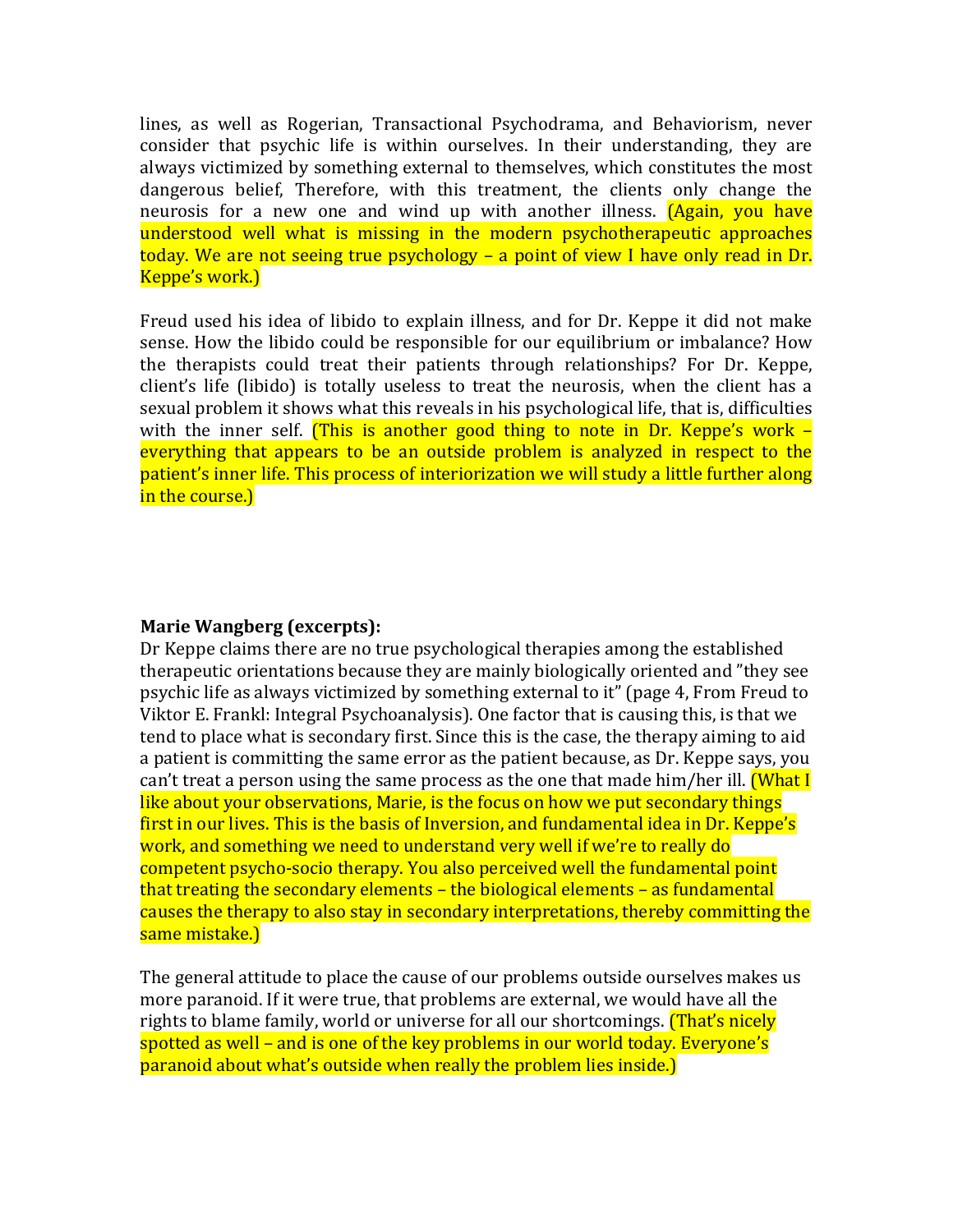lines, as well as Rogerian, Transactional Psychodrama, and Behaviorism, never consider that psychic life is within ourselves. In their understanding, they are always victimized by something external to themselves, which constitutes the most dangerous belief, Therefore, with this treatment, the clients only change the neurosis for a new one and wind up with another illness. (Again, you have understood well what is missing in the modern psychotherapeutic approaches today. We are not seeing true psychology – a point of view I have only read in Dr. Keppe's work.)

Freud used his idea of libido to explain illness, and for Dr. Keppe it did not make sense. How the libido could be responsible for our equilibrium or imbalance? How the therapists could treat their patients through relationships? For Dr. Keppe, client's life (libido) is totally useless to treat the neurosis, when the client has a sexual problem it shows what this reveals in his psychological life, that is, difficulties with the inner self. (This is another good thing to note in Dr. Keppe's work – everything that appears to be an outside problem is analyzed in respect to the patient's inner life. This process of interiorization we will study a little further along in the course.)

**Marie Wangberg (excerpts):**
Dr Keppe claims there are no true psychological therapies among the established therapeutic orientations because they are mainly biologically oriented and "they see psychic life as always victimized by something external to it" (page 4, From Freud to Viktor E. Frankl: Integral Psychoanalysis). One factor that is causing this, is that we tend to place what is secondary first. Since this is the case, the therapy aiming to aid a patient is committing the same error as the patient because, as Dr. Keppe says, you can't treat a person using the same process as the one that made him/her ill. (What I like about your observations, Marie, is the focus on how we put secondary things first in our lives. This is the basis of Inversion, and fundamental idea in Dr. Keppe's work, and something we need to understand very well if we're to really do competent psycho-socio therapy. You also perceived well the fundamental point that treating the secondary elements – the biological elements – as fundamental causes the therapy to also stay in secondary interpretations, thereby committing the same mistake.)

The general attitude to place the cause of our problems outside ourselves makes us more paranoid. If it were true, that problems are external, we would have all the rights to blame family, world or universe for all our shortcomings. (That's nicely spotted as well – and is one of the key problems in our world today. Everyone's paranoid about what's outside when really the problem lies inside.)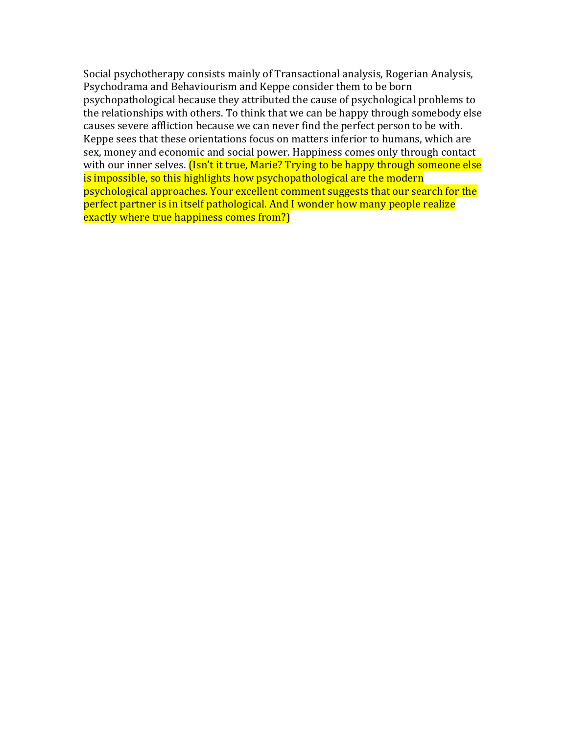Social psychotherapy consists mainly of Transactional analysis, Rogerian Analysis, Psychodrama and Behaviourism and Keppe consider them to be born psychopathological because they attributed the cause of psychological problems to the relationships with others. To think that we can be happy through somebody else causes severe affliction because we can never find the perfect person to be with. Keppe sees that these orientations focus on matters inferior to humans, which are sex, money and economic and social power. Happiness comes only through contact with our inner selves. (Isn't it true, Marie? Trying to be happy through someone else is impossible, so this highlights how psychopathological are the modern psychological approaches. Your excellent comment suggests that our search for the perfect partner is in itself pathological. And I wonder how many people realize exactly where true happiness comes from?)